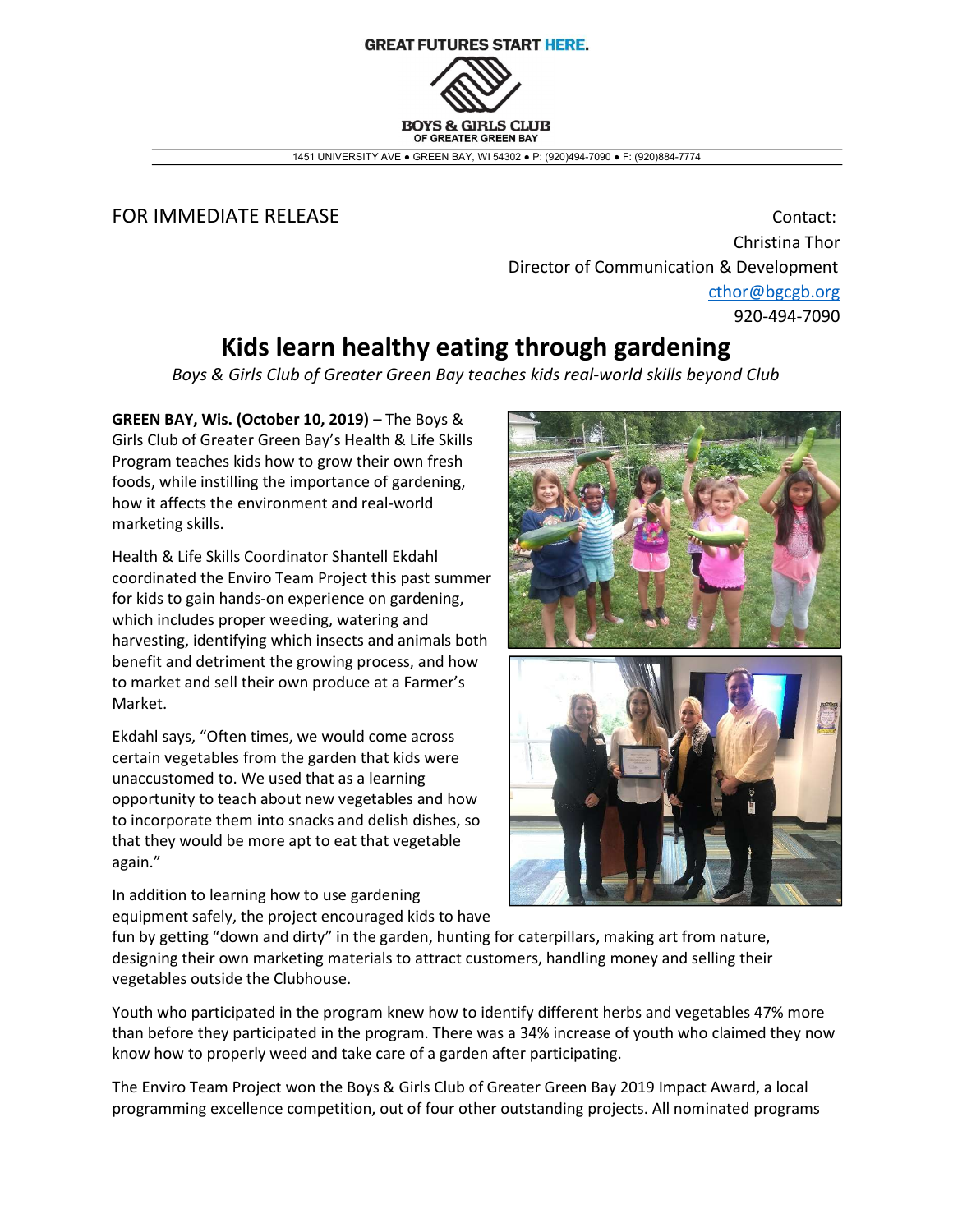GREAT FUTURES START HERE.

BOYS & GIRLS CLUB
OF GREATER GREEN BAY

1451 UNIVERSITY AVE ● GREEN BAY, WI 54302 ● P: (920)494-7090 ● F: (920)884-7774

FOR IMMEDIATE RELEASE

Contact:
Christina Thor
Director of Communication & Development
cthor@bgcgb.org
920-494-7090

# Kids learn healthy eating through gardening

*Boys & Girls Club of Greater Green Bay teaches kids real-world skills beyond Club*

**GREEN BAY, Wis. (October 10, 2019)** – The Boys & Girls Club of Greater Green Bay's Health & Life Skills Program teaches kids how to grow their own fresh foods, while instilling the importance of gardening, how it affects the environment and real-world marketing skills.

Health & Life Skills Coordinator Shantell Ekdahl coordinated the Enviro Team Project this past summer for kids to gain hands-on experience on gardening, which includes proper weeding, watering and harvesting, identifying which insects and animals both benefit and detriment the growing process, and how to market and sell their own produce at a Farmer's Market.

Ekdahl says, "Often times, we would come across certain vegetables from the garden that kids were unaccustomed to. We used that as a learning opportunity to teach about new vegetables and how to incorporate them into snacks and delish dishes, so that they would be more apt to eat that vegetable again."

In addition to learning how to use gardening equipment safely, the project encouraged kids to have fun by getting "down and dirty" in the garden, hunting for caterpillars, making art from nature, designing their own marketing materials to attract customers, handling money and selling their vegetables outside the Clubhouse.

Youth who participated in the program knew how to identify different herbs and vegetables 47% more than before they participated in the program. There was a 34% increase of youth who claimed they now know how to properly weed and take care of a garden after participating.

The Enviro Team Project won the Boys & Girls Club of Greater Green Bay 2019 Impact Award, a local programming excellence competition, out of four other outstanding projects. All nominated programs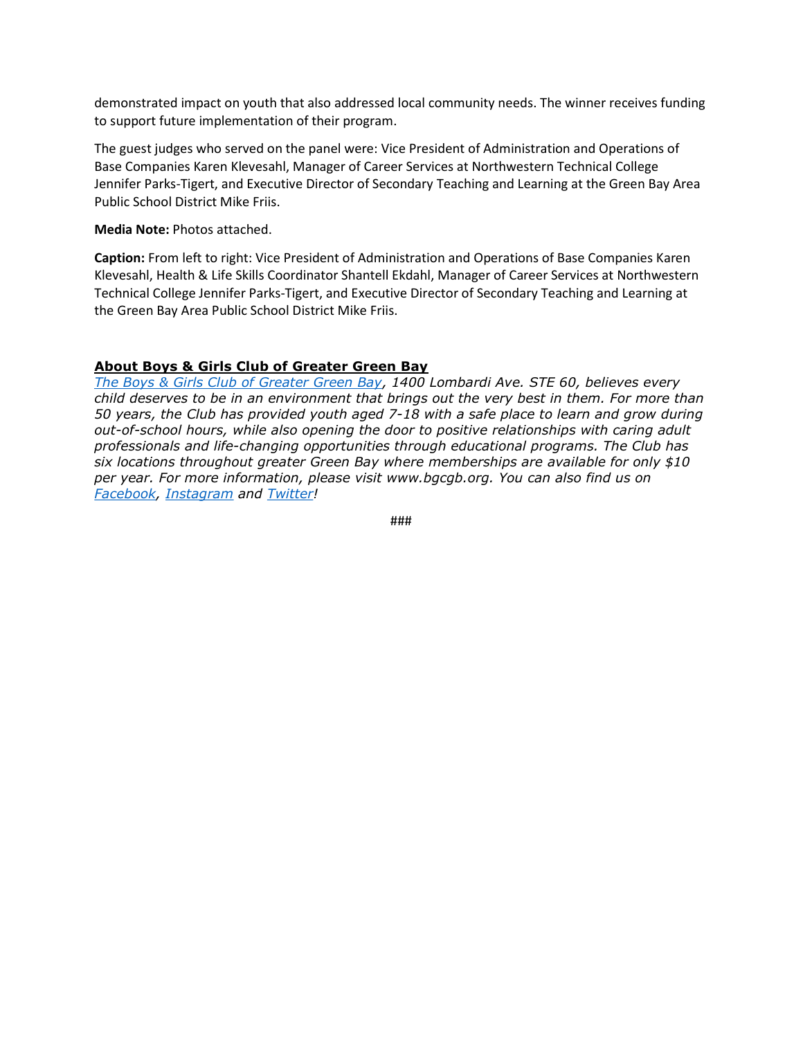demonstrated impact on youth that also addressed local community needs. The winner receives funding to support future implementation of their program.

The guest judges who served on the panel were: Vice President of Administration and Operations of Base Companies Karen Klevesahl, Manager of Career Services at Northwestern Technical College Jennifer Parks-Tigert, and Executive Director of Secondary Teaching and Learning at the Green Bay Area Public School District Mike Friis.

**Media Note:** Photos attached.

**Caption:** From left to right: Vice President of Administration and Operations of Base Companies Karen Klevesahl, Health & Life Skills Coordinator Shantell Ekdahl, Manager of Career Services at Northwestern Technical College Jennifer Parks-Tigert, and Executive Director of Secondary Teaching and Learning at the Green Bay Area Public School District Mike Friis.

## About Boys & Girls Club of Greater Green Bay

*The Boys & Girls Club of Greater Green Bay, 1400 Lombardi Ave. STE 60, believes every child deserves to be in an environment that brings out the very best in them. For more than 50 years, the Club has provided youth aged 7-18 with a safe place to learn and grow during out-of-school hours, while also opening the door to positive relationships with caring adult professionals and life-changing opportunities through educational programs. The Club has six locations throughout greater Green Bay where memberships are available for only $10 per year. For more information, please visit www.bgcgb.org. You can also find us on Facebook, Instagram and Twitter!*

###